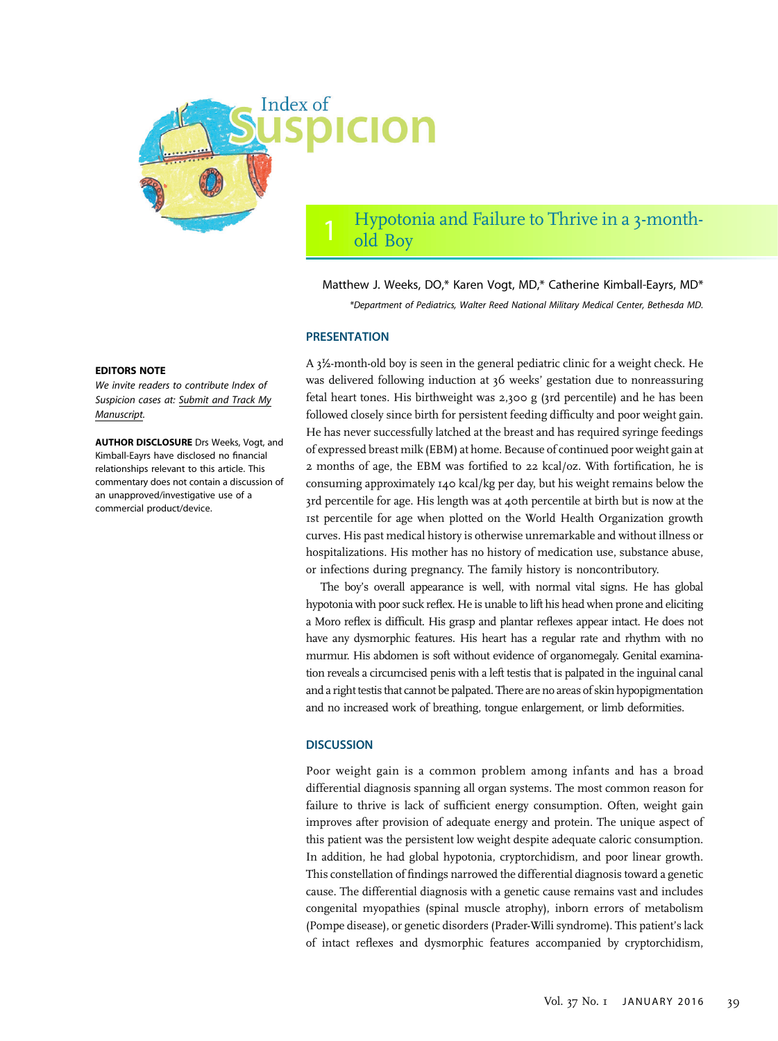# Index of Suspicion

## 1 Hypotonia and Failure to Thrive in a 3-month-old Boy

Matthew J. Weeks, DO,* Karen Vogt, MD,* Catherine Kimball-Eayrs, MD*

*Department of Pediatrics, Walter Reed National Military Medical Center, Bethesda MD.

**EDITORS NOTE**

*We invite readers to contribute Index of Suspicion cases at: Submit and Track My Manuscript.*

**AUTHOR DISCLOSURE** Drs Weeks, Vogt, and Kimball-Eayrs have disclosed no financial relationships relevant to this article. This commentary does not contain a discussion of an unapproved/investigative use of a commercial product/device.

### PRESENTATION

A 3½-month-old boy is seen in the general pediatric clinic for a weight check. He was delivered following induction at 36 weeks' gestation due to nonreassuring fetal heart tones. His birthweight was 2,300 g (3rd percentile) and he has been followed closely since birth for persistent feeding difficulty and poor weight gain. He has never successfully latched at the breast and has required syringe feedings of expressed breast milk (EBM) at home. Because of continued poor weight gain at 2 months of age, the EBM was fortified to 22 kcal/oz. With fortification, he is consuming approximately 140 kcal/kg per day, but his weight remains below the 3rd percentile for age. His length was at 40th percentile at birth but is now at the 1st percentile for age when plotted on the World Health Organization growth curves. His past medical history is otherwise unremarkable and without illness or hospitalizations. His mother has no history of medication use, substance abuse, or infections during pregnancy. The family history is noncontributory.

The boy's overall appearance is well, with normal vital signs. He has global hypotonia with poor suck reflex. He is unable to lift his head when prone and eliciting a Moro reflex is difficult. His grasp and plantar reflexes appear intact. He does not have any dysmorphic features. His heart has a regular rate and rhythm with no murmur. His abdomen is soft without evidence of organomegaly. Genital examination reveals a circumcised penis with a left testis that is palpated in the inguinal canal and a right testis that cannot be palpated. There are no areas of skin hypopigmentation and no increased work of breathing, tongue enlargement, or limb deformities.

### DISCUSSION

Poor weight gain is a common problem among infants and has a broad differential diagnosis spanning all organ systems. The most common reason for failure to thrive is lack of sufficient energy consumption. Often, weight gain improves after provision of adequate energy and protein. The unique aspect of this patient was the persistent low weight despite adequate caloric consumption. In addition, he had global hypotonia, cryptorchidism, and poor linear growth. This constellation of findings narrowed the differential diagnosis toward a genetic cause. The differential diagnosis with a genetic cause remains vast and includes congenital myopathies (spinal muscle atrophy), inborn errors of metabolism (Pompe disease), or genetic disorders (Prader-Willi syndrome). This patient's lack of intact reflexes and dysmorphic features accompanied by cryptorchidism,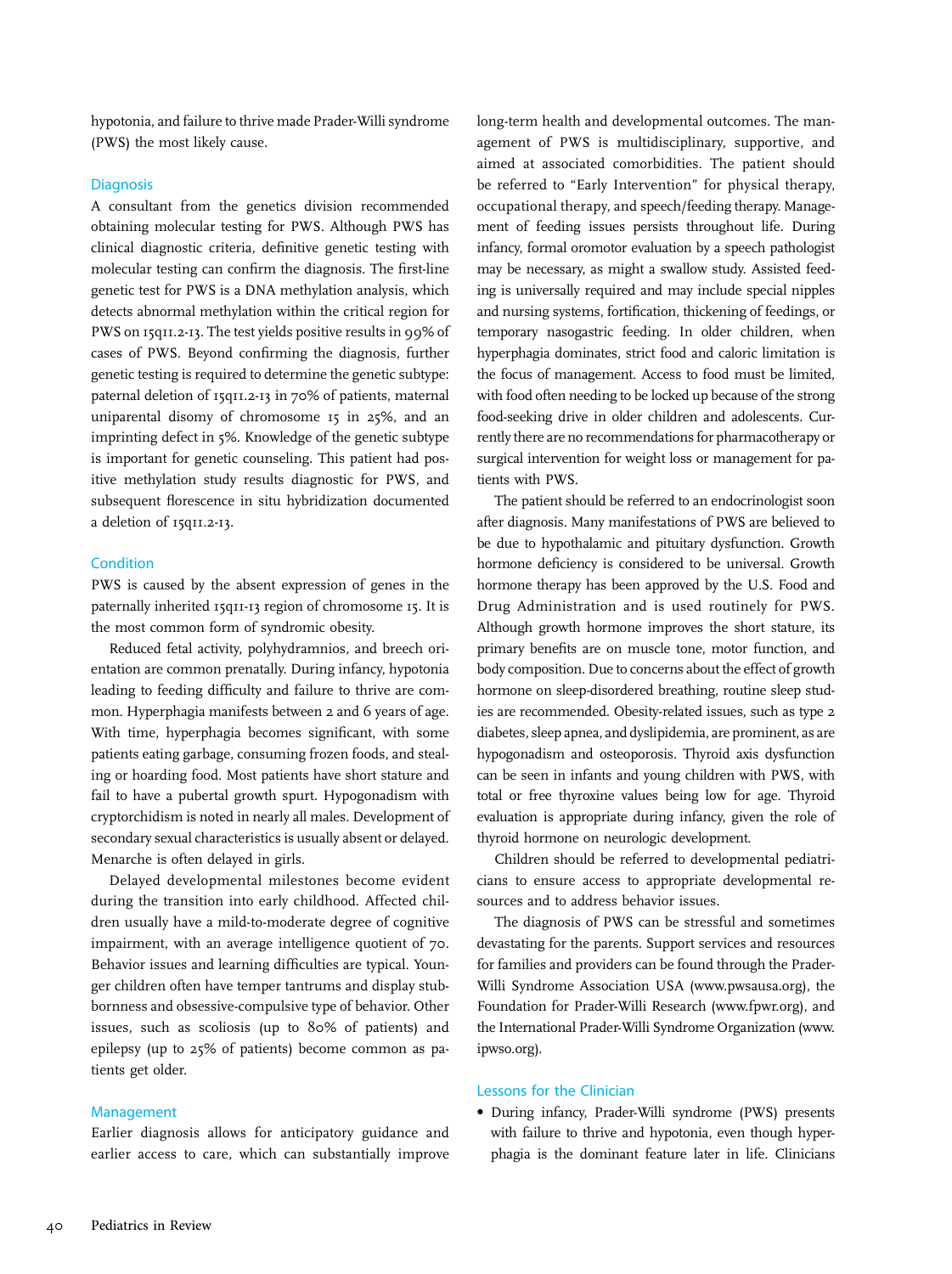hypotonia, and failure to thrive made Prader-Willi syndrome (PWS) the most likely cause.

## Diagnosis

A consultant from the genetics division recommended obtaining molecular testing for PWS. Although PWS has clinical diagnostic criteria, definitive genetic testing with molecular testing can confirm the diagnosis. The first-line genetic test for PWS is a DNA methylation analysis, which detects abnormal methylation within the critical region for PWS on 15q11.2-13. The test yields positive results in 99% of cases of PWS. Beyond confirming the diagnosis, further genetic testing is required to determine the genetic subtype: paternal deletion of 15q11.2-13 in 70% of patients, maternal uniparental disomy of chromosome 15 in 25%, and an imprinting defect in 5%. Knowledge of the genetic subtype is important for genetic counseling. This patient had positive methylation study results diagnostic for PWS, and subsequent florescence in situ hybridization documented a deletion of 15q11.2-13.

## Condition

PWS is caused by the absent expression of genes in the paternally inherited 15q11-13 region of chromosome 15. It is the most common form of syndromic obesity.

Reduced fetal activity, polyhydramnios, and breech orientation are common prenatally. During infancy, hypotonia leading to feeding difficulty and failure to thrive are common. Hyperphagia manifests between 2 and 6 years of age. With time, hyperphagia becomes significant, with some patients eating garbage, consuming frozen foods, and stealing or hoarding food. Most patients have short stature and fail to have a pubertal growth spurt. Hypogonadism with cryptorchidism is noted in nearly all males. Development of secondary sexual characteristics is usually absent or delayed. Menarche is often delayed in girls.

Delayed developmental milestones become evident during the transition into early childhood. Affected children usually have a mild-to-moderate degree of cognitive impairment, with an average intelligence quotient of 70. Behavior issues and learning difficulties are typical. Younger children often have temper tantrums and display stubbornness and obsessive-compulsive type of behavior. Other issues, such as scoliosis (up to 80% of patients) and epilepsy (up to 25% of patients) become common as patients get older.

## Management

Earlier diagnosis allows for anticipatory guidance and earlier access to care, which can substantially improve long-term health and developmental outcomes. The management of PWS is multidisciplinary, supportive, and aimed at associated comorbidities. The patient should be referred to "Early Intervention" for physical therapy, occupational therapy, and speech/feeding therapy. Management of feeding issues persists throughout life. During infancy, formal oromotor evaluation by a speech pathologist may be necessary, as might a swallow study. Assisted feeding is universally required and may include special nipples and nursing systems, fortification, thickening of feedings, or temporary nasogastric feeding. In older children, when hyperphagia dominates, strict food and caloric limitation is the focus of management. Access to food must be limited, with food often needing to be locked up because of the strong food-seeking drive in older children and adolescents. Currently there are no recommendations for pharmacotherapy or surgical intervention for weight loss or management for patients with PWS.

The patient should be referred to an endocrinologist soon after diagnosis. Many manifestations of PWS are believed to be due to hypothalamic and pituitary dysfunction. Growth hormone deficiency is considered to be universal. Growth hormone therapy has been approved by the U.S. Food and Drug Administration and is used routinely for PWS. Although growth hormone improves the short stature, its primary benefits are on muscle tone, motor function, and body composition. Due to concerns about the effect of growth hormone on sleep-disordered breathing, routine sleep studies are recommended. Obesity-related issues, such as type 2 diabetes, sleep apnea, and dyslipidemia, are prominent, as are hypogonadism and osteoporosis. Thyroid axis dysfunction can be seen in infants and young children with PWS, with total or free thyroxine values being low for age. Thyroid evaluation is appropriate during infancy, given the role of thyroid hormone on neurologic development.

Children should be referred to developmental pediatricians to ensure access to appropriate developmental resources and to address behavior issues.

The diagnosis of PWS can be stressful and sometimes devastating for the parents. Support services and resources for families and providers can be found through the Prader-Willi Syndrome Association USA (www.pwsausa.org), the Foundation for Prader-Willi Research (www.fpwr.org), and the International Prader-Willi Syndrome Organization (www.ipwso.org).

## Lessons for the Clinician

- During infancy, Prader-Willi syndrome (PWS) presents with failure to thrive and hypotonia, even though hyperphagia is the dominant feature later in life. Clinicians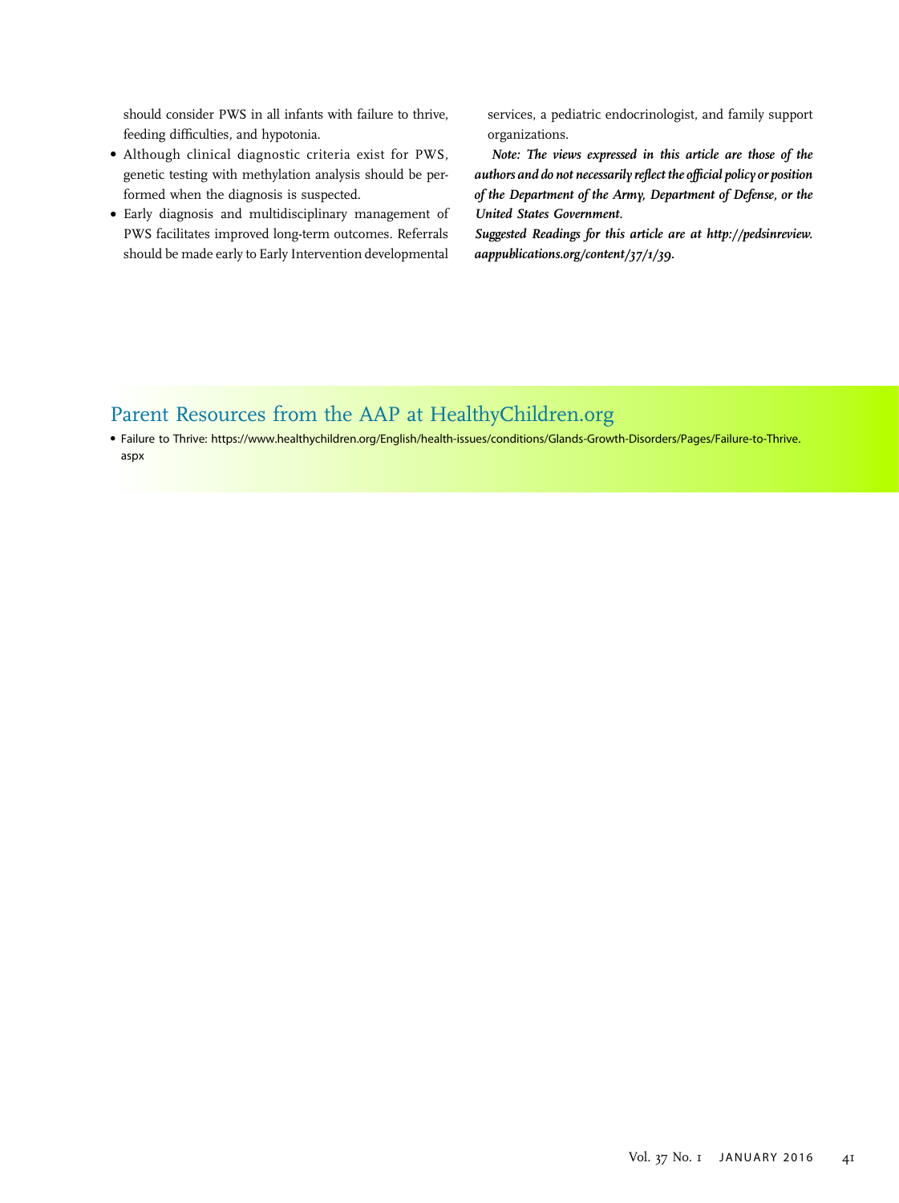should consider PWS in all infants with failure to thrive, feeding difficulties, and hypotonia.

- Although clinical diagnostic criteria exist for PWS, genetic testing with methylation analysis should be performed when the diagnosis is suspected.
- Early diagnosis and multidisciplinary management of PWS facilitates improved long-term outcomes. Referrals should be made early to Early Intervention developmental services, a pediatric endocrinologist, and family support organizations.

***Note: The views expressed in this article are those of the authors and do not necessarily reflect the official policy or position of the Department of the Army, Department of Defense, or the United States Government.***

***Suggested Readings for this article are at http://pedsinreview.aappublications.org/content/37/1/39.***

## Parent Resources from the AAP at HealthyChildren.org

- Failure to Thrive: https://www.healthychildren.org/English/health-issues/conditions/Glands-Growth-Disorders/Pages/Failure-to-Thrive.aspx